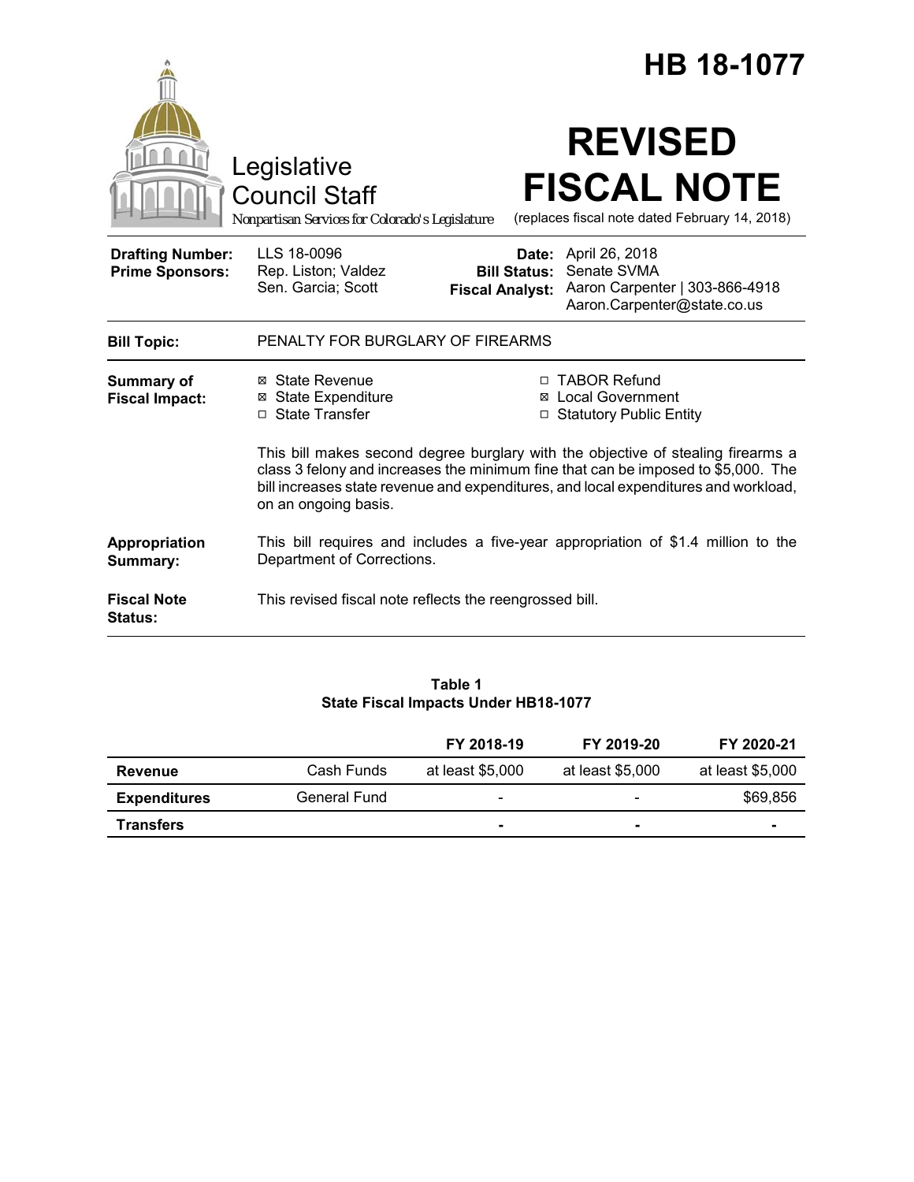# HB 18-1077

Legislative Council Staff

*Nonpartisan Services for Colorado's Legislature*

# REVISED FISCAL NOTE

(replaces fiscal note dated February 14, 2018)

| | | | |
|---|---|---|---|
| **Drafting Number:** | LLS 18-0096 | **Date:** | April 26, 2018 |
| **Prime Sponsors:** | Rep. Liston; Valdez<br>Sen. Garcia; Scott | **Bill Status:** | Senate SVMA |
| | | **Fiscal Analyst:** | Aaron Carpenter \| 303-866-4918<br>Aaron.Carpenter@state.co.us |

**Bill Topic:** PENALTY FOR BURGLARY OF FIREARMS

**Summary of Fiscal Impact:**

- ☒ State Revenue
- ☒ State Expenditure
- ☐ State Transfer
- ☐ TABOR Refund
- ☒ Local Government
- ☐ Statutory Public Entity

This bill makes second degree burglary with the objective of stealing firearms a class 3 felony and increases the minimum fine that can be imposed to $5,000. The bill increases state revenue and expenditures, and local expenditures and workload, on an ongoing basis.

**Appropriation Summary:** This bill requires and includes a five-year appropriation of $1.4 million to the Department of Corrections.

**Fiscal Note Status:** This revised fiscal note reflects the reengrossed bill.

**Table 1**
**State Fiscal Impacts Under HB18-1077**

| | | FY 2018-19 | FY 2019-20 | FY 2020-21 |
|---|---|---|---|---|
| **Revenue** | Cash Funds | at least $5,000 | at least $5,000 | at least $5,000 |
| **Expenditures** | General Fund | - | - | $69,856 |
| **Transfers** | | - | - | - |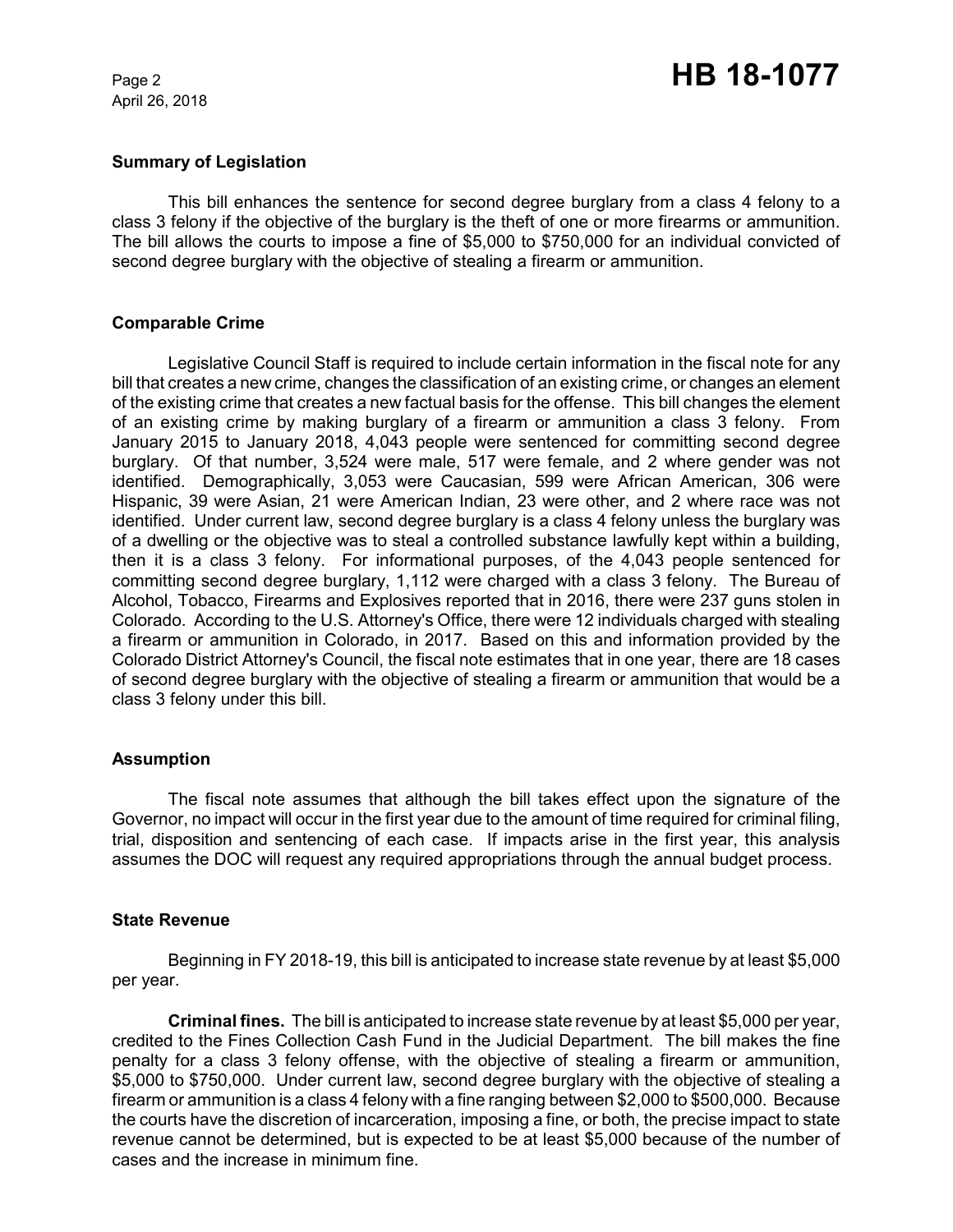### Summary of Legislation

This bill enhances the sentence for second degree burglary from a class 4 felony to a class 3 felony if the objective of the burglary is the theft of one or more firearms or ammunition. The bill allows the courts to impose a fine of $5,000 to $750,000 for an individual convicted of second degree burglary with the objective of stealing a firearm or ammunition.

### Comparable Crime

Legislative Council Staff is required to include certain information in the fiscal note for any bill that creates a new crime, changes the classification of an existing crime, or changes an element of the existing crime that creates a new factual basis for the offense. This bill changes the element of an existing crime by making burglary of a firearm or ammunition a class 3 felony. From January 2015 to January 2018, 4,043 people were sentenced for committing second degree burglary. Of that number, 3,524 were male, 517 were female, and 2 where gender was not identified. Demographically, 3,053 were Caucasian, 599 were African American, 306 were Hispanic, 39 were Asian, 21 were American Indian, 23 were other, and 2 where race was not identified. Under current law, second degree burglary is a class 4 felony unless the burglary was of a dwelling or the objective was to steal a controlled substance lawfully kept within a building, then it is a class 3 felony. For informational purposes, of the 4,043 people sentenced for committing second degree burglary, 1,112 were charged with a class 3 felony. The Bureau of Alcohol, Tobacco, Firearms and Explosives reported that in 2016, there were 237 guns stolen in Colorado. According to the U.S. Attorney's Office, there were 12 individuals charged with stealing a firearm or ammunition in Colorado, in 2017. Based on this and information provided by the Colorado District Attorney's Council, the fiscal note estimates that in one year, there are 18 cases of second degree burglary with the objective of stealing a firearm or ammunition that would be a class 3 felony under this bill.

### Assumption

The fiscal note assumes that although the bill takes effect upon the signature of the Governor, no impact will occur in the first year due to the amount of time required for criminal filing, trial, disposition and sentencing of each case. If impacts arise in the first year, this analysis assumes the DOC will request any required appropriations through the annual budget process.

### State Revenue

Beginning in FY 2018-19, this bill is anticipated to increase state revenue by at least $5,000 per year.

**Criminal fines.** The bill is anticipated to increase state revenue by at least $5,000 per year, credited to the Fines Collection Cash Fund in the Judicial Department. The bill makes the fine penalty for a class 3 felony offense, with the objective of stealing a firearm or ammunition, $5,000 to $750,000. Under current law, second degree burglary with the objective of stealing a firearm or ammunition is a class 4 felony with a fine ranging between $2,000 to $500,000. Because the courts have the discretion of incarceration, imposing a fine, or both, the precise impact to state revenue cannot be determined, but is expected to be at least $5,000 because of the number of cases and the increase in minimum fine.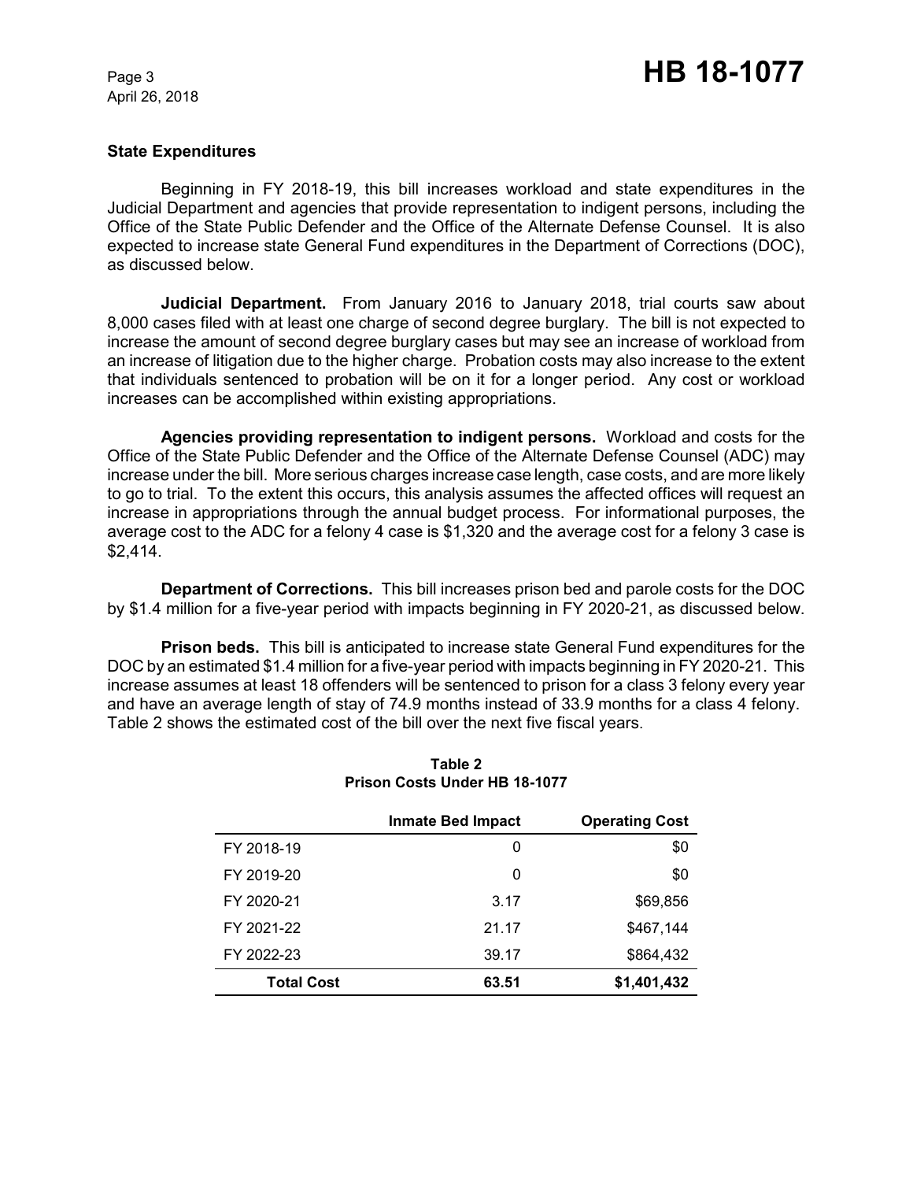### State Expenditures

Beginning in FY 2018-19, this bill increases workload and state expenditures in the Judicial Department and agencies that provide representation to indigent persons, including the Office of the State Public Defender and the Office of the Alternate Defense Counsel. It is also expected to increase state General Fund expenditures in the Department of Corrections (DOC), as discussed below.

**Judicial Department.** From January 2016 to January 2018, trial courts saw about 8,000 cases filed with at least one charge of second degree burglary. The bill is not expected to increase the amount of second degree burglary cases but may see an increase of workload from an increase of litigation due to the higher charge. Probation costs may also increase to the extent that individuals sentenced to probation will be on it for a longer period. Any cost or workload increases can be accomplished within existing appropriations.

**Agencies providing representation to indigent persons.** Workload and costs for the Office of the State Public Defender and the Office of the Alternate Defense Counsel (ADC) may increase under the bill. More serious charges increase case length, case costs, and are more likely to go to trial. To the extent this occurs, this analysis assumes the affected offices will request an increase in appropriations through the annual budget process. For informational purposes, the average cost to the ADC for a felony 4 case is $1,320 and the average cost for a felony 3 case is $2,414.

**Department of Corrections.** This bill increases prison bed and parole costs for the DOC by $1.4 million for a five-year period with impacts beginning in FY 2020-21, as discussed below.

**Prison beds.** This bill is anticipated to increase state General Fund expenditures for the DOC by an estimated $1.4 million for a five-year period with impacts beginning in FY 2020-21. This increase assumes at least 18 offenders will be sentenced to prison for a class 3 felony every year and have an average length of stay of 74.9 months instead of 33.9 months for a class 4 felony. Table 2 shows the estimated cost of the bill over the next five fiscal years.

**Table 2**
**Prison Costs Under HB 18-1077**

| | Inmate Bed Impact | Operating Cost |
|---|---|---|
| FY 2018-19 | 0 | $0 |
| FY 2019-20 | 0 | $0 |
| FY 2020-21 | 3.17 | $69,856 |
| FY 2021-22 | 21.17 | $467,144 |
| FY 2022-23 | 39.17 | $864,432 |
| **Total Cost** | **63.51** | **$1,401,432** |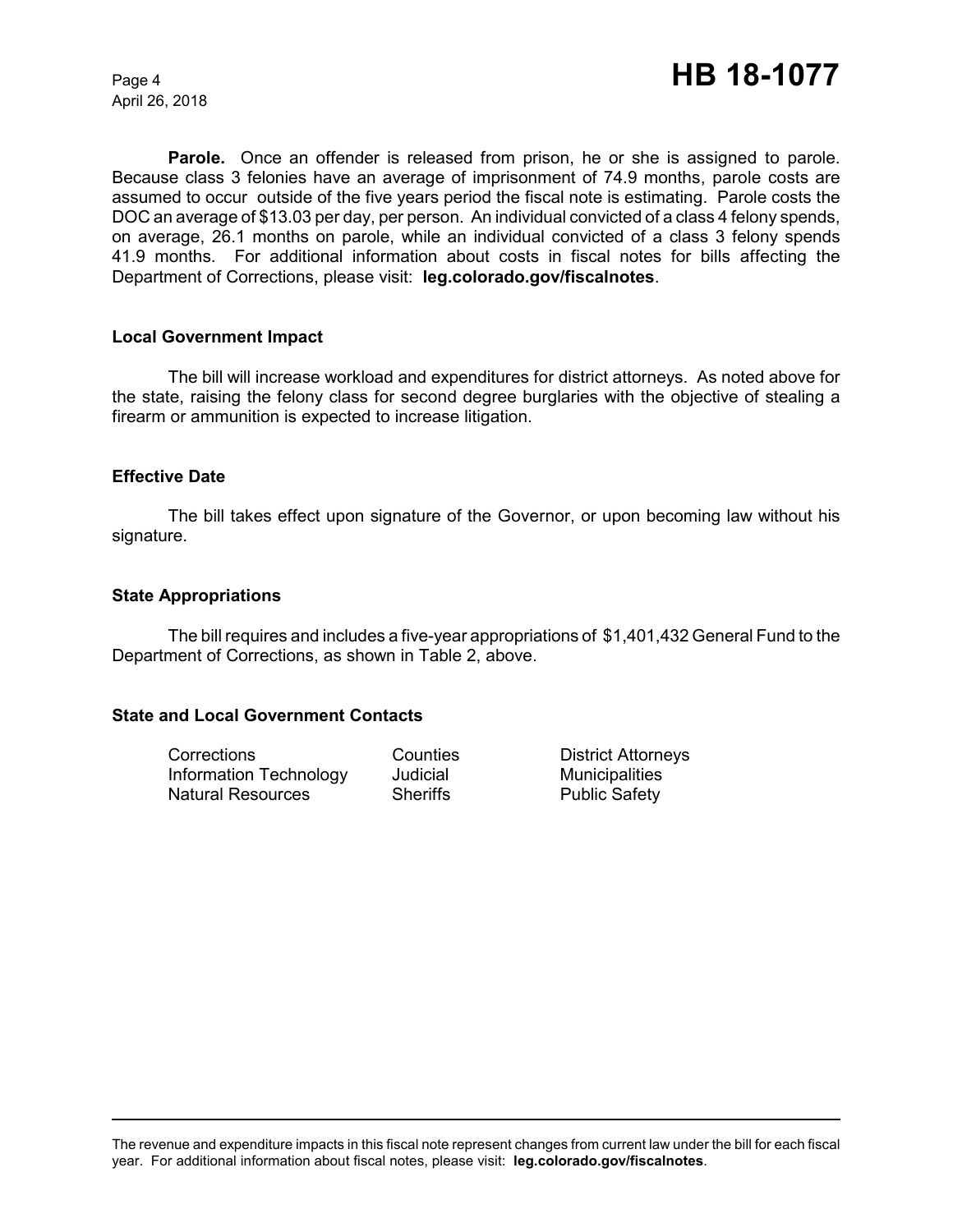**Parole.** Once an offender is released from prison, he or she is assigned to parole. Because class 3 felonies have an average of imprisonment of 74.9 months, parole costs are assumed to occur outside of the five years period the fiscal note is estimating. Parole costs the DOC an average of $13.03 per day, per person. An individual convicted of a class 4 felony spends, on average, 26.1 months on parole, while an individual convicted of a class 3 felony spends 41.9 months. For additional information about costs in fiscal notes for bills affecting the Department of Corrections, please visit: **leg.colorado.gov/fiscalnotes**.

### Local Government Impact

The bill will increase workload and expenditures for district attorneys. As noted above for the state, raising the felony class for second degree burglaries with the objective of stealing a firearm or ammunition is expected to increase litigation.

### Effective Date

The bill takes effect upon signature of the Governor, or upon becoming law without his signature.

### State Appropriations

The bill requires and includes a five-year appropriations of $1,401,432 General Fund to the Department of Corrections, as shown in Table 2, above.

### State and Local Government Contacts

| | | |
|---|---|---|
| Corrections | Counties | District Attorneys |
| Information Technology | Judicial | Municipalities |
| Natural Resources | Sheriffs | Public Safety |

The revenue and expenditure impacts in this fiscal note represent changes from current law under the bill for each fiscal year. For additional information about fiscal notes, please visit: **leg.colorado.gov/fiscalnotes**.